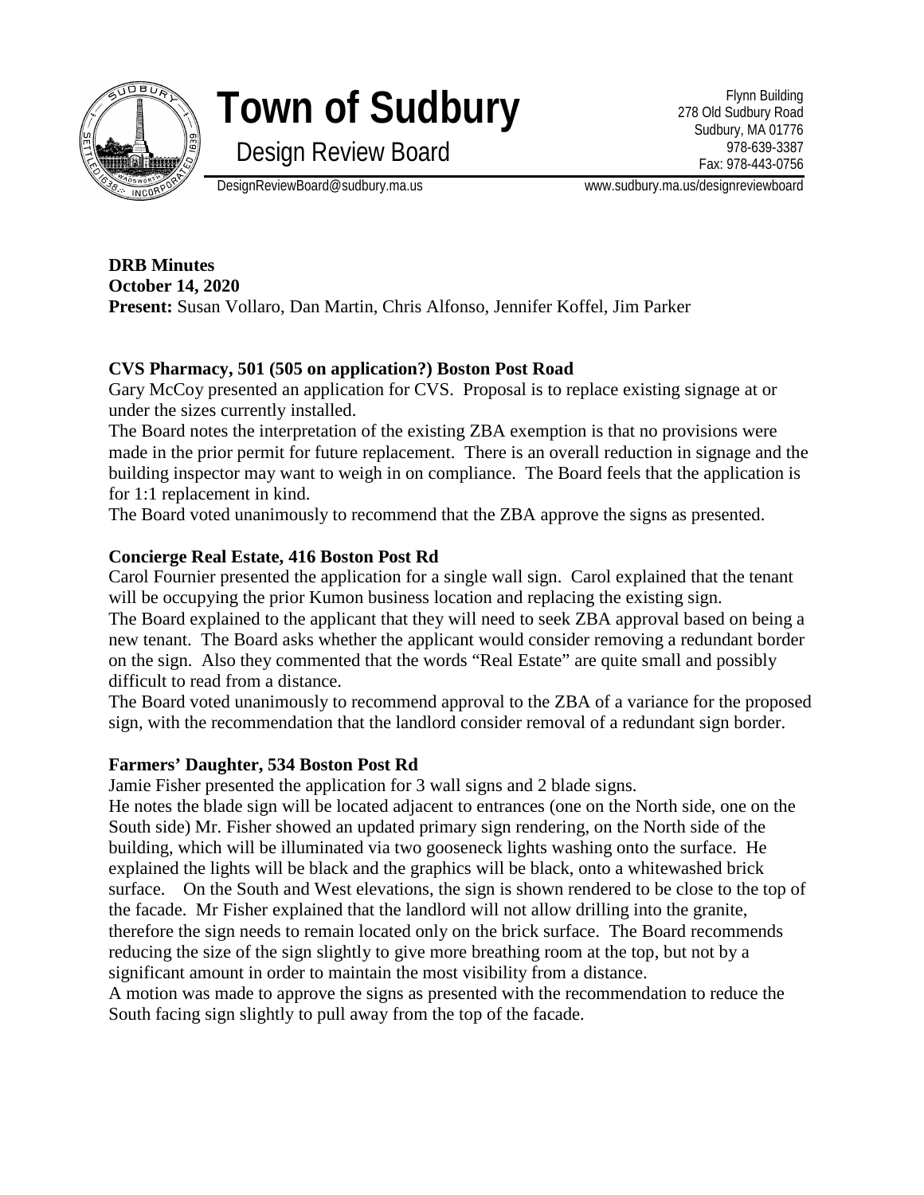# Town of Sudbury

## Design Review Board

Flynn Building
278 Old Sudbury Road
Sudbury, MA 01776
978-639-3387
Fax: 978-443-0756

DesignReviewBoard@sudbury.ma.us www.sudbury.ma.us/designreviewboard

**DRB Minutes**
**October 14, 2020**
**Present:** Susan Vollaro, Dan Martin, Chris Alfonso, Jennifer Koffel, Jim Parker

### CVS Pharmacy, 501 (505 on application?) Boston Post Road

Gary McCoy presented an application for CVS. Proposal is to replace existing signage at or under the sizes currently installed.

The Board notes the interpretation of the existing ZBA exemption is that no provisions were made in the prior permit for future replacement. There is an overall reduction in signage and the building inspector may want to weigh in on compliance. The Board feels that the application is for 1:1 replacement in kind.

The Board voted unanimously to recommend that the ZBA approve the signs as presented.

### Concierge Real Estate, 416 Boston Post Rd

Carol Fournier presented the application for a single wall sign. Carol explained that the tenant will be occupying the prior Kumon business location and replacing the existing sign.

The Board explained to the applicant that they will need to seek ZBA approval based on being a new tenant. The Board asks whether the applicant would consider removing a redundant border on the sign. Also they commented that the words "Real Estate" are quite small and possibly difficult to read from a distance.

The Board voted unanimously to recommend approval to the ZBA of a variance for the proposed sign, with the recommendation that the landlord consider removal of a redundant sign border.

### Farmers' Daughter, 534 Boston Post Rd

Jamie Fisher presented the application for 3 wall signs and 2 blade signs.

He notes the blade sign will be located adjacent to entrances (one on the North side, one on the South side) Mr. Fisher showed an updated primary sign rendering, on the North side of the building, which will be illuminated via two gooseneck lights washing onto the surface. He explained the lights will be black and the graphics will be black, onto a whitewashed brick surface. On the South and West elevations, the sign is shown rendered to be close to the top of the facade. Mr Fisher explained that the landlord will not allow drilling into the granite, therefore the sign needs to remain located only on the brick surface. The Board recommends reducing the size of the sign slightly to give more breathing room at the top, but not by a significant amount in order to maintain the most visibility from a distance.

A motion was made to approve the signs as presented with the recommendation to reduce the South facing sign slightly to pull away from the top of the facade.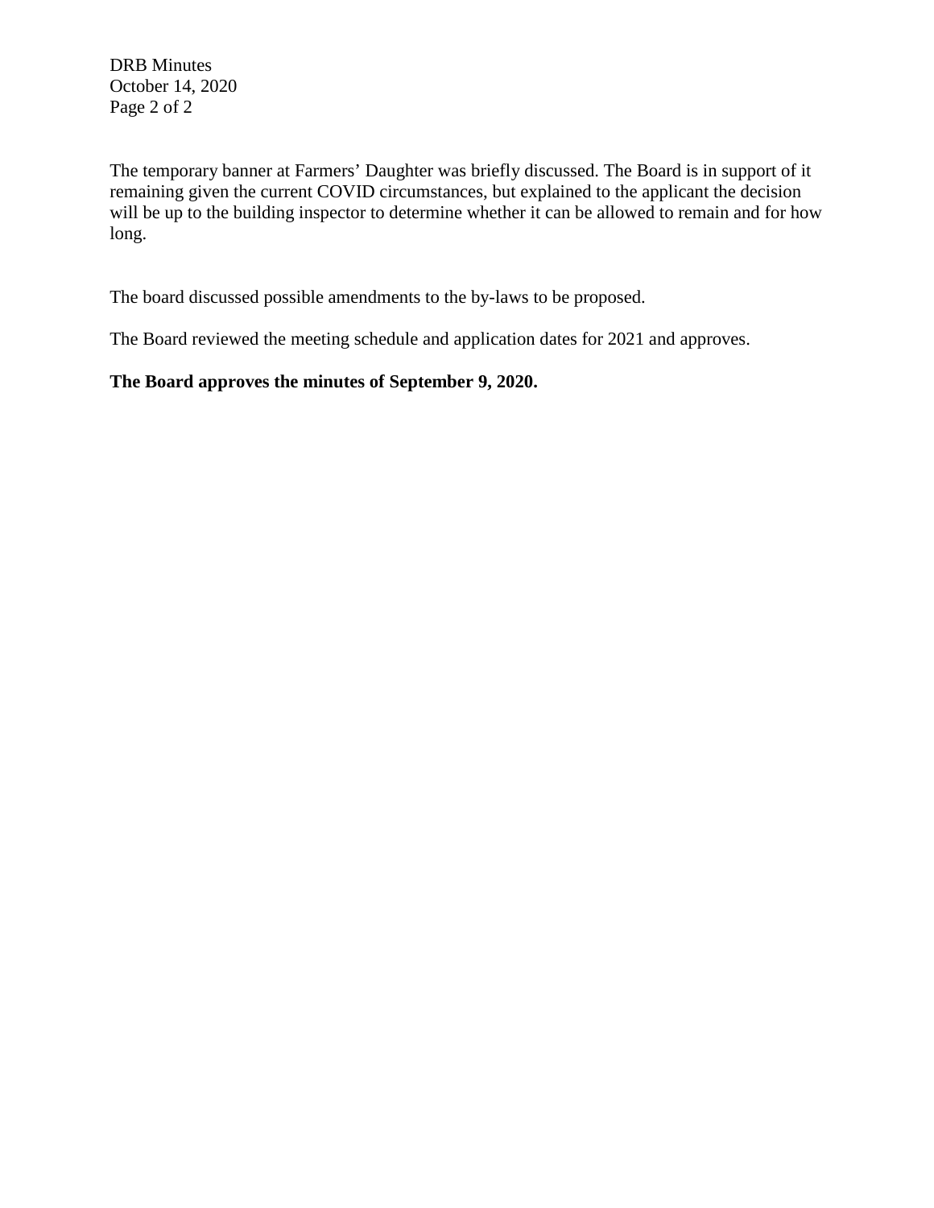The temporary banner at Farmers' Daughter was briefly discussed. The Board is in support of it remaining given the current COVID circumstances, but explained to the applicant the decision will be up to the building inspector to determine whether it can be allowed to remain and for how long.

The board discussed possible amendments to the by-laws to be proposed.

The Board reviewed the meeting schedule and application dates for 2021 and approves.

**The Board approves the minutes of September 9, 2020.**